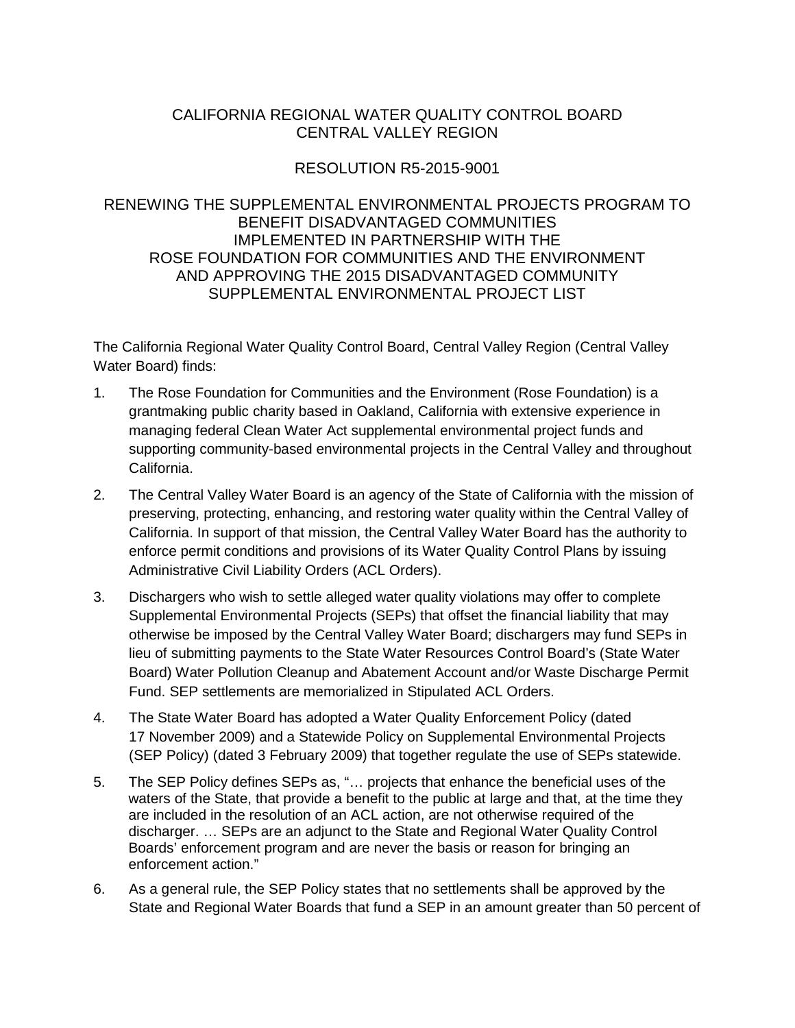# CALIFORNIA REGIONAL WATER QUALITY CONTROL BOARD
# CENTRAL VALLEY REGION

## RESOLUTION R5-2015-9001

## RENEWING THE SUPPLEMENTAL ENVIRONMENTAL PROJECTS PROGRAM TO BENEFIT DISADVANTAGED COMMUNITIES IMPLEMENTED IN PARTNERSHIP WITH THE ROSE FOUNDATION FOR COMMUNITIES AND THE ENVIRONMENT AND APPROVING THE 2015 DISADVANTAGED COMMUNITY SUPPLEMENTAL ENVIRONMENTAL PROJECT LIST

The California Regional Water Quality Control Board, Central Valley Region (Central Valley Water Board) finds:

1. The Rose Foundation for Communities and the Environment (Rose Foundation) is a grantmaking public charity based in Oakland, California with extensive experience in managing federal Clean Water Act supplemental environmental project funds and supporting community-based environmental projects in the Central Valley and throughout California.

2. The Central Valley Water Board is an agency of the State of California with the mission of preserving, protecting, enhancing, and restoring water quality within the Central Valley of California. In support of that mission, the Central Valley Water Board has the authority to enforce permit conditions and provisions of its Water Quality Control Plans by issuing Administrative Civil Liability Orders (ACL Orders).

3. Dischargers who wish to settle alleged water quality violations may offer to complete Supplemental Environmental Projects (SEPs) that offset the financial liability that may otherwise be imposed by the Central Valley Water Board; dischargers may fund SEPs in lieu of submitting payments to the State Water Resources Control Board's (State Water Board) Water Pollution Cleanup and Abatement Account and/or Waste Discharge Permit Fund. SEP settlements are memorialized in Stipulated ACL Orders.

4. The State Water Board has adopted a Water Quality Enforcement Policy (dated 17 November 2009) and a Statewide Policy on Supplemental Environmental Projects (SEP Policy) (dated 3 February 2009) that together regulate the use of SEPs statewide.

5. The SEP Policy defines SEPs as, "… projects that enhance the beneficial uses of the waters of the State, that provide a benefit to the public at large and that, at the time they are included in the resolution of an ACL action, are not otherwise required of the discharger. … SEPs are an adjunct to the State and Regional Water Quality Control Boards' enforcement program and are never the basis or reason for bringing an enforcement action."

6. As a general rule, the SEP Policy states that no settlements shall be approved by the State and Regional Water Boards that fund a SEP in an amount greater than 50 percent of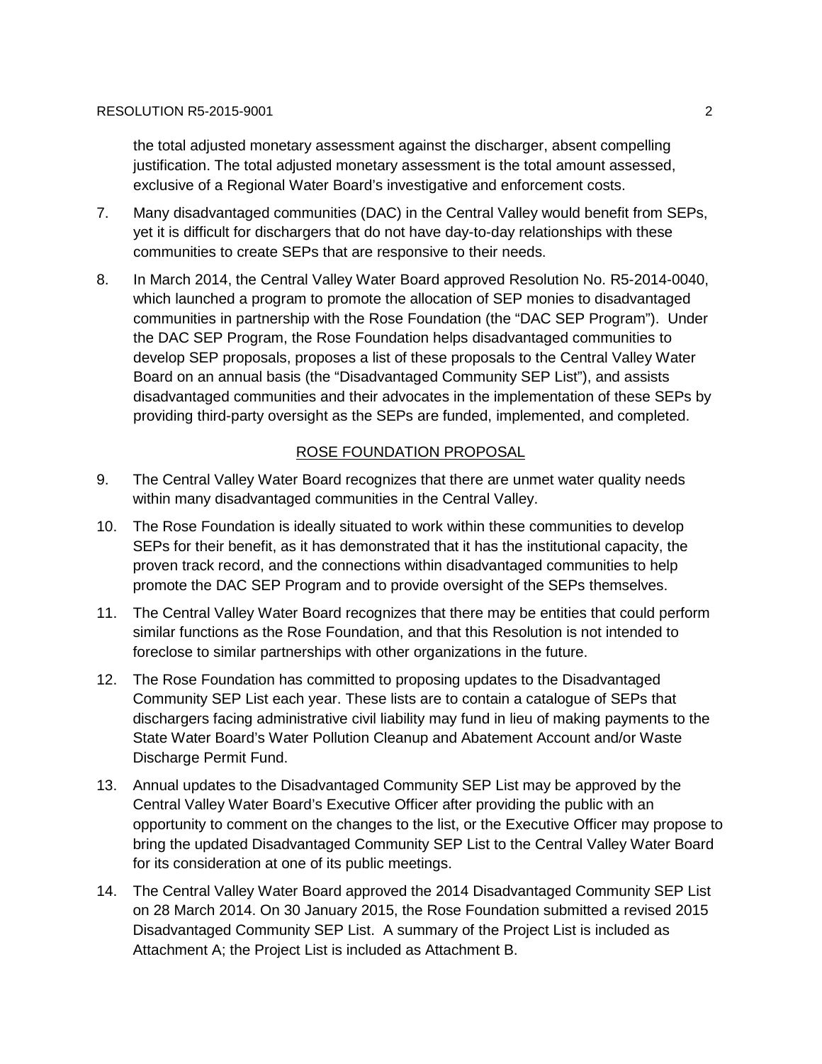the total adjusted monetary assessment against the discharger, absent compelling justification. The total adjusted monetary assessment is the total amount assessed, exclusive of a Regional Water Board's investigative and enforcement costs.

7. Many disadvantaged communities (DAC) in the Central Valley would benefit from SEPs, yet it is difficult for dischargers that do not have day-to-day relationships with these communities to create SEPs that are responsive to their needs.

8. In March 2014, the Central Valley Water Board approved Resolution No. R5-2014-0040, which launched a program to promote the allocation of SEP monies to disadvantaged communities in partnership with the Rose Foundation (the "DAC SEP Program"). Under the DAC SEP Program, the Rose Foundation helps disadvantaged communities to develop SEP proposals, proposes a list of these proposals to the Central Valley Water Board on an annual basis (the "Disadvantaged Community SEP List"), and assists disadvantaged communities and their advocates in the implementation of these SEPs by providing third-party oversight as the SEPs are funded, implemented, and completed.

## ROSE FOUNDATION PROPOSAL

9. The Central Valley Water Board recognizes that there are unmet water quality needs within many disadvantaged communities in the Central Valley.

10. The Rose Foundation is ideally situated to work within these communities to develop SEPs for their benefit, as it has demonstrated that it has the institutional capacity, the proven track record, and the connections within disadvantaged communities to help promote the DAC SEP Program and to provide oversight of the SEPs themselves.

11. The Central Valley Water Board recognizes that there may be entities that could perform similar functions as the Rose Foundation, and that this Resolution is not intended to foreclose to similar partnerships with other organizations in the future.

12. The Rose Foundation has committed to proposing updates to the Disadvantaged Community SEP List each year. These lists are to contain a catalogue of SEPs that dischargers facing administrative civil liability may fund in lieu of making payments to the State Water Board's Water Pollution Cleanup and Abatement Account and/or Waste Discharge Permit Fund.

13. Annual updates to the Disadvantaged Community SEP List may be approved by the Central Valley Water Board's Executive Officer after providing the public with an opportunity to comment on the changes to the list, or the Executive Officer may propose to bring the updated Disadvantaged Community SEP List to the Central Valley Water Board for its consideration at one of its public meetings.

14. The Central Valley Water Board approved the 2014 Disadvantaged Community SEP List on 28 March 2014. On 30 January 2015, the Rose Foundation submitted a revised 2015 Disadvantaged Community SEP List. A summary of the Project List is included as Attachment A; the Project List is included as Attachment B.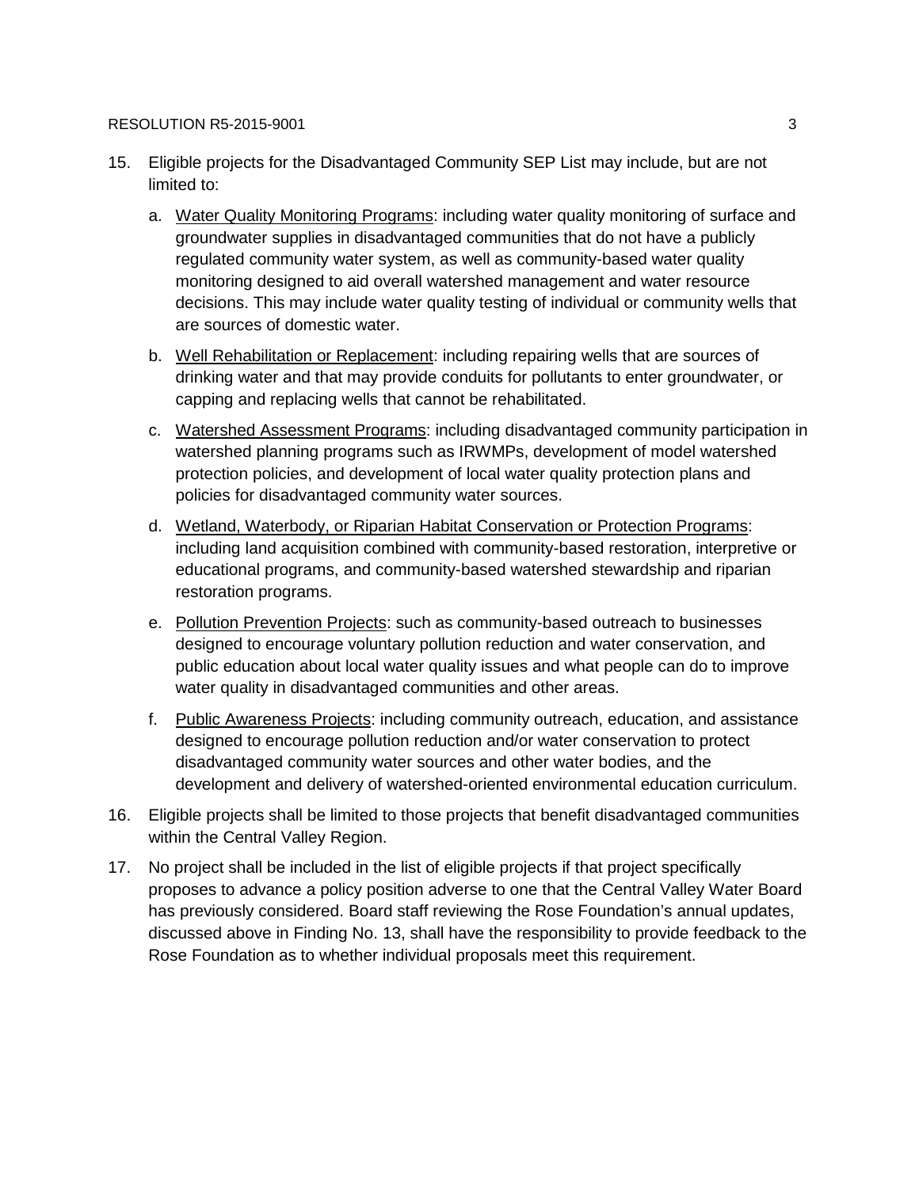15. Eligible projects for the Disadvantaged Community SEP List may include, but are not limited to:

    a. Water Quality Monitoring Programs: including water quality monitoring of surface and groundwater supplies in disadvantaged communities that do not have a publicly regulated community water system, as well as community-based water quality monitoring designed to aid overall watershed management and water resource decisions. This may include water quality testing of individual or community wells that are sources of domestic water.

    b. Well Rehabilitation or Replacement: including repairing wells that are sources of drinking water and that may provide conduits for pollutants to enter groundwater, or capping and replacing wells that cannot be rehabilitated.

    c. Watershed Assessment Programs: including disadvantaged community participation in watershed planning programs such as IRWMPs, development of model watershed protection policies, and development of local water quality protection plans and policies for disadvantaged community water sources.

    d. Wetland, Waterbody, or Riparian Habitat Conservation or Protection Programs: including land acquisition combined with community-based restoration, interpretive or educational programs, and community-based watershed stewardship and riparian restoration programs.

    e. Pollution Prevention Projects: such as community-based outreach to businesses designed to encourage voluntary pollution reduction and water conservation, and public education about local water quality issues and what people can do to improve water quality in disadvantaged communities and other areas.

    f. Public Awareness Projects: including community outreach, education, and assistance designed to encourage pollution reduction and/or water conservation to protect disadvantaged community water sources and other water bodies, and the development and delivery of watershed-oriented environmental education curriculum.

16. Eligible projects shall be limited to those projects that benefit disadvantaged communities within the Central Valley Region.

17. No project shall be included in the list of eligible projects if that project specifically proposes to advance a policy position adverse to one that the Central Valley Water Board has previously considered. Board staff reviewing the Rose Foundation's annual updates, discussed above in Finding No. 13, shall have the responsibility to provide feedback to the Rose Foundation as to whether individual proposals meet this requirement.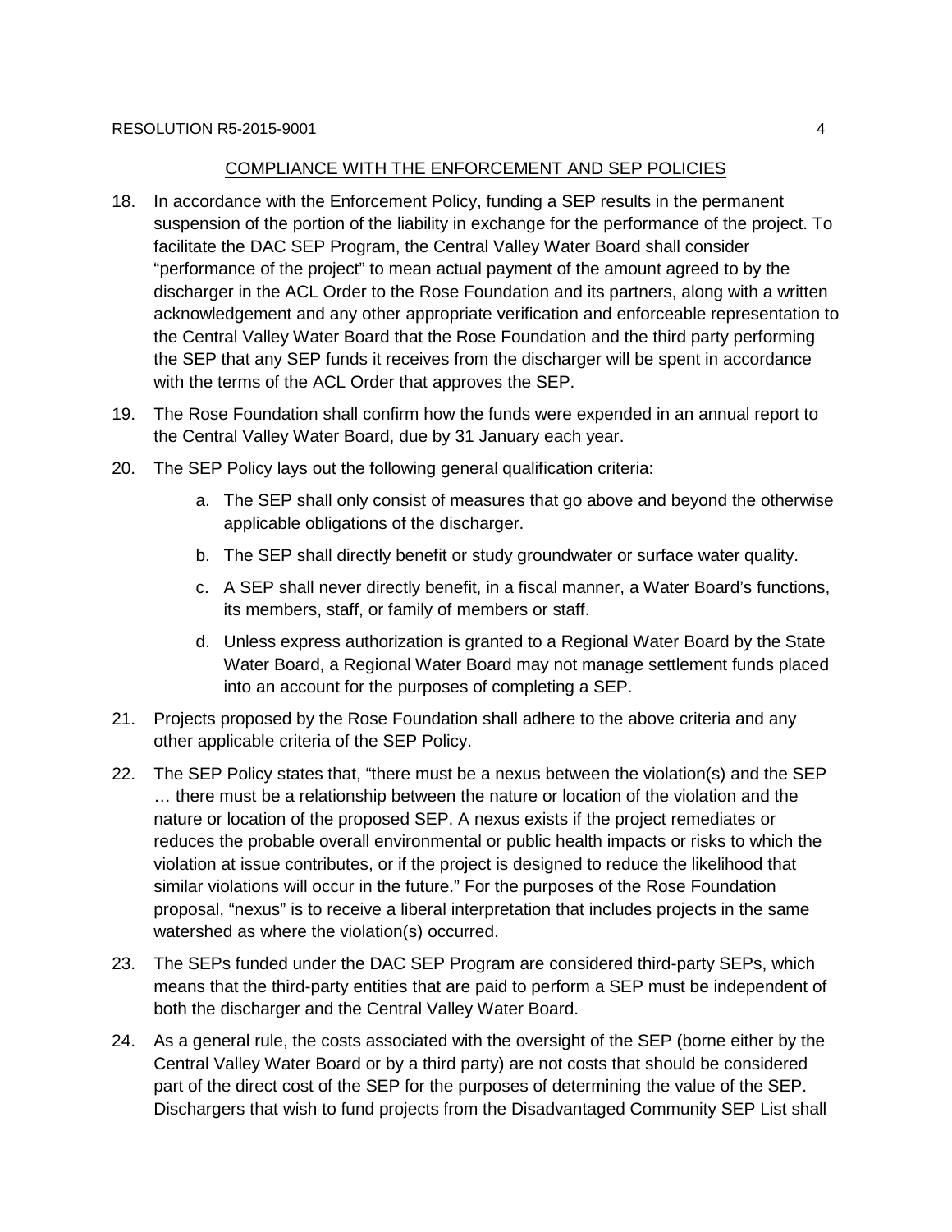## COMPLIANCE WITH THE ENFORCEMENT AND SEP POLICIES

18. In accordance with the Enforcement Policy, funding a SEP results in the permanent suspension of the portion of the liability in exchange for the performance of the project. To facilitate the DAC SEP Program, the Central Valley Water Board shall consider "performance of the project" to mean actual payment of the amount agreed to by the discharger in the ACL Order to the Rose Foundation and its partners, along with a written acknowledgement and any other appropriate verification and enforceable representation to the Central Valley Water Board that the Rose Foundation and the third party performing the SEP that any SEP funds it receives from the discharger will be spent in accordance with the terms of the ACL Order that approves the SEP.

19. The Rose Foundation shall confirm how the funds were expended in an annual report to the Central Valley Water Board, due by 31 January each year.

20. The SEP Policy lays out the following general qualification criteria:

    a. The SEP shall only consist of measures that go above and beyond the otherwise applicable obligations of the discharger.

    b. The SEP shall directly benefit or study groundwater or surface water quality.

    c. A SEP shall never directly benefit, in a fiscal manner, a Water Board's functions, its members, staff, or family of members or staff.

    d. Unless express authorization is granted to a Regional Water Board by the State Water Board, a Regional Water Board may not manage settlement funds placed into an account for the purposes of completing a SEP.

21. Projects proposed by the Rose Foundation shall adhere to the above criteria and any other applicable criteria of the SEP Policy.

22. The SEP Policy states that, "there must be a nexus between the violation(s) and the SEP … there must be a relationship between the nature or location of the violation and the nature or location of the proposed SEP. A nexus exists if the project remediates or reduces the probable overall environmental or public health impacts or risks to which the violation at issue contributes, or if the project is designed to reduce the likelihood that similar violations will occur in the future." For the purposes of the Rose Foundation proposal, "nexus" is to receive a liberal interpretation that includes projects in the same watershed as where the violation(s) occurred.

23. The SEPs funded under the DAC SEP Program are considered third-party SEPs, which means that the third-party entities that are paid to perform a SEP must be independent of both the discharger and the Central Valley Water Board.

24. As a general rule, the costs associated with the oversight of the SEP (borne either by the Central Valley Water Board or by a third party) are not costs that should be considered part of the direct cost of the SEP for the purposes of determining the value of the SEP. Dischargers that wish to fund projects from the Disadvantaged Community SEP List shall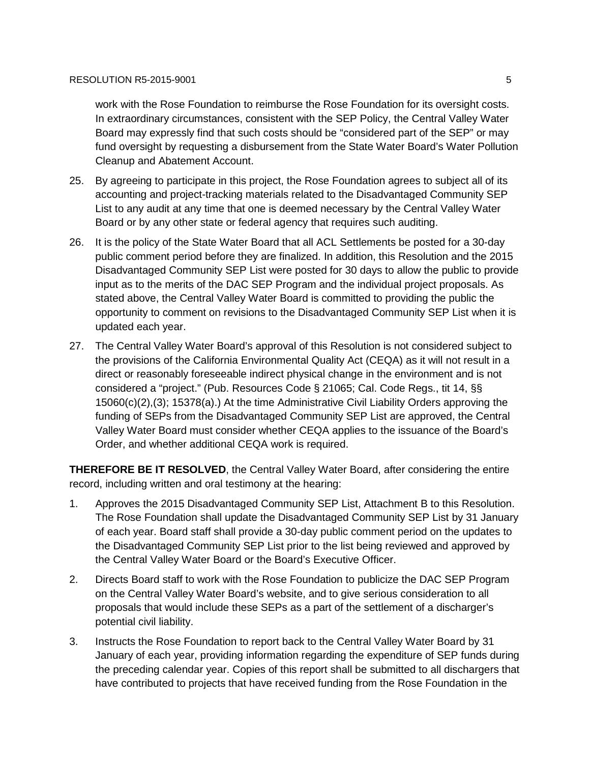work with the Rose Foundation to reimburse the Rose Foundation for its oversight costs. In extraordinary circumstances, consistent with the SEP Policy, the Central Valley Water Board may expressly find that such costs should be "considered part of the SEP" or may fund oversight by requesting a disbursement from the State Water Board's Water Pollution Cleanup and Abatement Account.

25. By agreeing to participate in this project, the Rose Foundation agrees to subject all of its accounting and project-tracking materials related to the Disadvantaged Community SEP List to any audit at any time that one is deemed necessary by the Central Valley Water Board or by any other state or federal agency that requires such auditing.

26. It is the policy of the State Water Board that all ACL Settlements be posted for a 30-day public comment period before they are finalized. In addition, this Resolution and the 2015 Disadvantaged Community SEP List were posted for 30 days to allow the public to provide input as to the merits of the DAC SEP Program and the individual project proposals. As stated above, the Central Valley Water Board is committed to providing the public the opportunity to comment on revisions to the Disadvantaged Community SEP List when it is updated each year.

27. The Central Valley Water Board's approval of this Resolution is not considered subject to the provisions of the California Environmental Quality Act (CEQA) as it will not result in a direct or reasonably foreseeable indirect physical change in the environment and is not considered a "project." (Pub. Resources Code § 21065; Cal. Code Regs., tit 14, §§ 15060(c)(2),(3); 15378(a).) At the time Administrative Civil Liability Orders approving the funding of SEPs from the Disadvantaged Community SEP List are approved, the Central Valley Water Board must consider whether CEQA applies to the issuance of the Board's Order, and whether additional CEQA work is required.

**THEREFORE BE IT RESOLVED**, the Central Valley Water Board, after considering the entire record, including written and oral testimony at the hearing:

1. Approves the 2015 Disadvantaged Community SEP List, Attachment B to this Resolution. The Rose Foundation shall update the Disadvantaged Community SEP List by 31 January of each year. Board staff shall provide a 30-day public comment period on the updates to the Disadvantaged Community SEP List prior to the list being reviewed and approved by the Central Valley Water Board or the Board's Executive Officer.

2. Directs Board staff to work with the Rose Foundation to publicize the DAC SEP Program on the Central Valley Water Board's website, and to give serious consideration to all proposals that would include these SEPs as a part of the settlement of a discharger's potential civil liability.

3. Instructs the Rose Foundation to report back to the Central Valley Water Board by 31 January of each year, providing information regarding the expenditure of SEP funds during the preceding calendar year. Copies of this report shall be submitted to all dischargers that have contributed to projects that have received funding from the Rose Foundation in the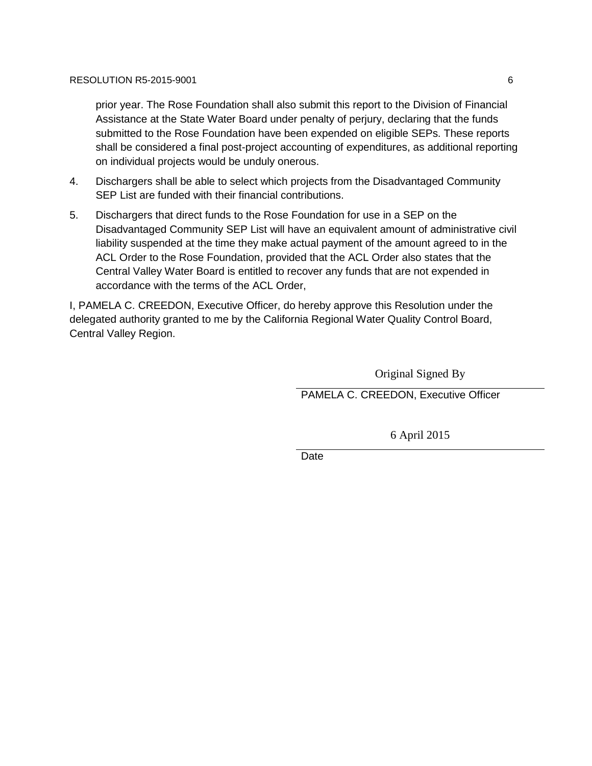prior year. The Rose Foundation shall also submit this report to the Division of Financial Assistance at the State Water Board under penalty of perjury, declaring that the funds submitted to the Rose Foundation have been expended on eligible SEPs. These reports shall be considered a final post-project accounting of expenditures, as additional reporting on individual projects would be unduly onerous.

4. Dischargers shall be able to select which projects from the Disadvantaged Community SEP List are funded with their financial contributions.

5. Dischargers that direct funds to the Rose Foundation for use in a SEP on the Disadvantaged Community SEP List will have an equivalent amount of administrative civil liability suspended at the time they make actual payment of the amount agreed to in the ACL Order to the Rose Foundation, provided that the ACL Order also states that the Central Valley Water Board is entitled to recover any funds that are not expended in accordance with the terms of the ACL Order,

I, PAMELA C. CREEDON, Executive Officer, do hereby approve this Resolution under the delegated authority granted to me by the California Regional Water Quality Control Board, Central Valley Region.

Original Signed By

PAMELA C. CREEDON, Executive Officer

6 April 2015

Date